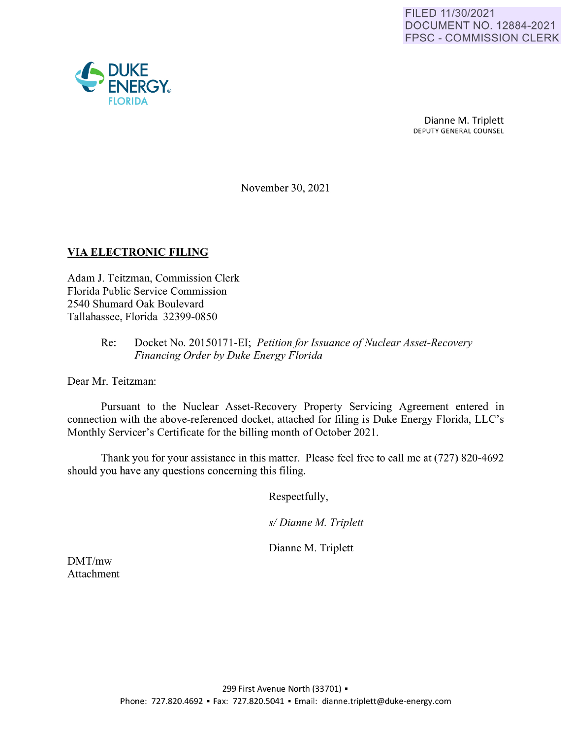FILED 11/30/2021
DOCUMENT NO. 12884-2021
FPSC - COMMISSION CLERK

DUKE ENERGY®
FLORIDA

Dianne M. Triplett
DEPUTY GENERAL COUNSEL

November 30, 2021

**VIA ELECTRONIC FILING**

Adam J. Teitzman, Commission Clerk
Florida Public Service Commission
2540 Shumard Oak Boulevard
Tallahassee, Florida 32399-0850

Re: Docket No. 20150171-EI; *Petition for Issuance of Nuclear Asset-Recovery Financing Order by Duke Energy Florida*

Dear Mr. Teitzman:

Pursuant to the Nuclear Asset-Recovery Property Servicing Agreement entered in connection with the above-referenced docket, attached for filing is Duke Energy Florida, LLC's Monthly Servicer's Certificate for the billing month of October 2021.

Thank you for your assistance in this matter. Please feel free to call me at (727) 820-4692 should you have any questions concerning this filing.

Respectfully,

*s/ Dianne M. Triplett*

Dianne M. Triplett

DMT/mw
Attachment

299 First Avenue North (33701) ▪
Phone: 727.820.4692 ▪ Fax: 727.820.5041 ▪ Email: dianne.triplett@duke-energy.com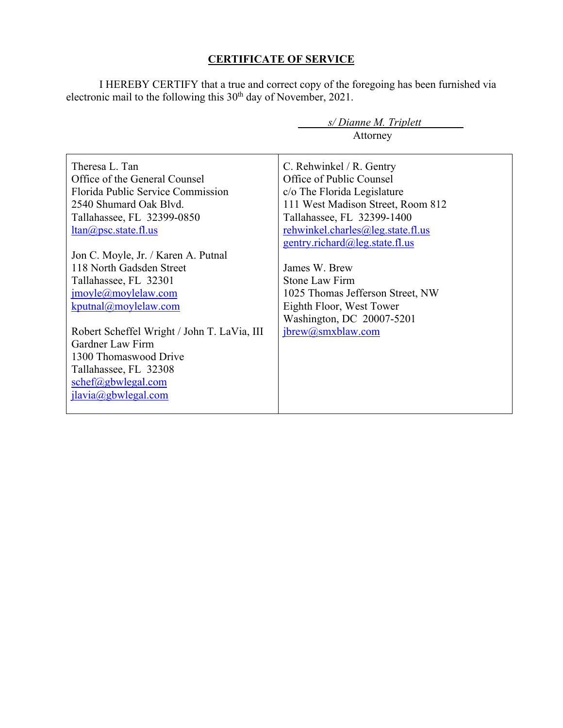## CERTIFICATE OF SERVICE

I HEREBY CERTIFY that a true and correct copy of the foregoing has been furnished via electronic mail to the following this 30th day of November, 2021.

*s/ Dianne M. Triplett*
Attorney

| | |
|---|---|
| Theresa L. Tan<br>Office of the General Counsel<br>Florida Public Service Commission<br>2540 Shumard Oak Blvd.<br>Tallahassee, FL 32399-0850<br>ltan@psc.state.fl.us<br><br>Jon C. Moyle, Jr. / Karen A. Putnal<br>118 North Gadsden Street<br>Tallahassee, FL 32301<br>jmoyle@moylelaw.com<br>kputnal@moylelaw.com<br><br>Robert Scheffel Wright / John T. LaVia, III<br>Gardner Law Firm<br>1300 Thomaswood Drive<br>Tallahassee, FL 32308<br>schef@gbwlegal.com<br>jlavia@gbwlegal.com | C. Rehwinkel / R. Gentry<br>Office of Public Counsel<br>c/o The Florida Legislature<br>111 West Madison Street, Room 812<br>Tallahassee, FL 32399-1400<br>rehwinkel.charles@leg.state.fl.us<br>gentry.richard@leg.state.fl.us<br><br>James W. Brew<br>Stone Law Firm<br>1025 Thomas Jefferson Street, NW<br>Eighth Floor, West Tower<br>Washington, DC 20007-5201<br>jbrew@smxblaw.com |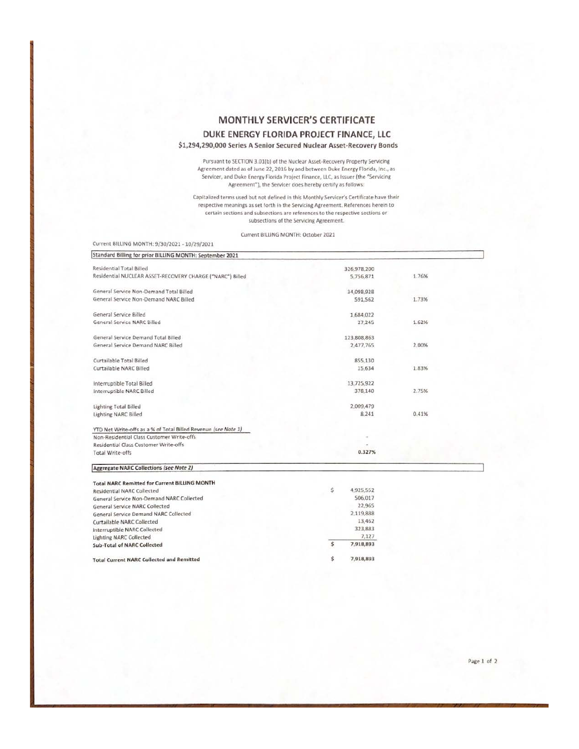# MONTHLY SERVICER'S CERTIFICATE

## DUKE ENERGY FLORIDA PROJECT FINANCE, LLC

### $1,294,290,000 Series A Senior Secured Nuclear Asset-Recovery Bonds

Pursuant to SECTION 3.01(b) of the Nuclear Asset-Recovery Property Servicing Agreement dated as of June 22, 2016 by and between Duke Energy Florida, Inc., as Servicer, and Duke Energy Florida Project Finance, LLC, as Issuer (the "Servicing Agreement"), the Servicer does hereby certify as follows:

Capitalized terms used but not defined in this Monthly Servicer's Certificate have their respective meanings as set forth in the Servicing Agreement. References herein to certain sections and subsections are references to the respective sections or subsections of the Servicing Agreement.

Current BILLING MONTH: October 2021

Current BILLING MONTH: 9/30/2021 - 10/29/2021

| Standard Billing for prior BILLING MONTH: September 2021 | | |
|---|---|---|
| Residential Total Billed | 326,978,200 | |
| Residential NUCLEAR ASSET-RECOVERY CHARGE ("NARC") Billed | 5,756,871 | 1.76% |
| | | |
| General Service Non-Demand Total Billed | 34,098,928 | |
| General Service Non-Demand NARC Billed | 591,562 | 1.73% |
| | | |
| General Service Billed | 1,684,022 | |
| General Service NARC Billed | 27,245 | 1.62% |
| | | |
| General Service Demand Total Billed | 123,808,863 | |
| General Service Demand NARC Billed | 2,477,765 | 2.00% |
| | | |
| Curtailable Total Billed | 855,130 | |
| Curtailable NARC Billed | 15,634 | 1.83% |
| | | |
| Interruptible Total Billed | 13,725,922 | |
| Interruptible NARC Billed | 378,140 | 2.75% |
| | | |
| Lighting Total Billed | 2,009,479 | |
| Lighting NARC Billed | 8,241 | 0.41% |
| | | |
| YTD Net Write-offs as a % of Total Billed Revenue *(see Note 1)* | | |
| Non-Residential Class Customer Write-offs | - | |
| Residential Class Customer Write-offs | - | |
| Total Write-offs | 0.327% | |

| Aggregate NARC Collections *(see Note 2)* | |
|---|---|
| **Total NARC Remitted for Current BILLING MONTH** | |
| Residential NARC Collected | $ 4,925,552 |
| General Service Non-Demand NARC Collected | 506,017 |
| General Service NARC Collected | 22,965 |
| General Service Demand NARC Collected | 2,119,888 |
| Curtailable NARC Collected | 13,462 |
| Interruptible NARC Collected | 323,883 |
| Lighting NARC Collected | 7,127 |
| **Sub-Total of NARC Collected** | $ 7,918,893 |
| | |
| **Total Current NARC Collected and Remitted** | $ 7,918,893 |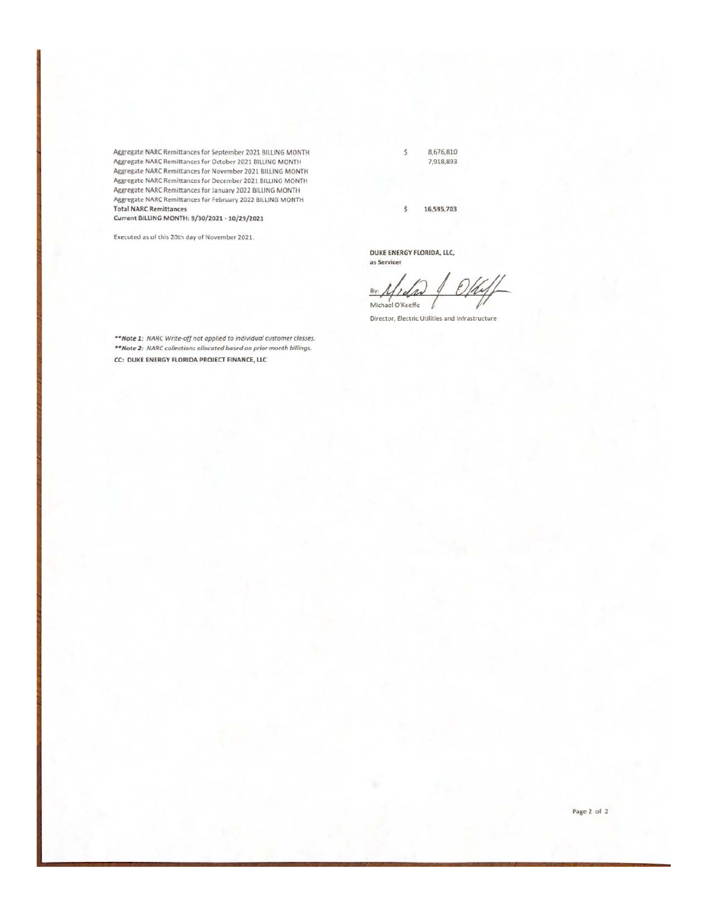| | | |
|---|---|---|
| Aggregate NARC Remittances for September 2021 BILLING MONTH | $ | 8,676,810 |
| Aggregate NARC Remittances for October 2021 BILLING MONTH | | 7,918,893 |
| Aggregate NARC Remittances for November 2021 BILLING MONTH | | |
| Aggregate NARC Remittances for December 2021 BILLING MONTH | | |
| Aggregate NARC Remittances for January 2022 BILLING MONTH | | |
| Aggregate NARC Remittances for February 2022 BILLING MONTH | | |
| **Total NARC Remittances** | $ | **16,595,703** |
| **Current BILLING MONTH: 9/30/2021 - 10/29/2021** | | |

Executed as of this 20th day of November 2021.

**DUKE ENERGY FLORIDA, LLC,**
**as Servicer**

By: *[signature]*
Michael O'Keeffe
Director, Electric Utilities and Infrastructure

***Note 1:** *NARC Write-off not applied to individual customer classes.*
***Note 2:** *NARC collections allocated based on prior month billings.*

**CC: DUKE ENERGY FLORIDA PROJECT FINANCE, LLC**